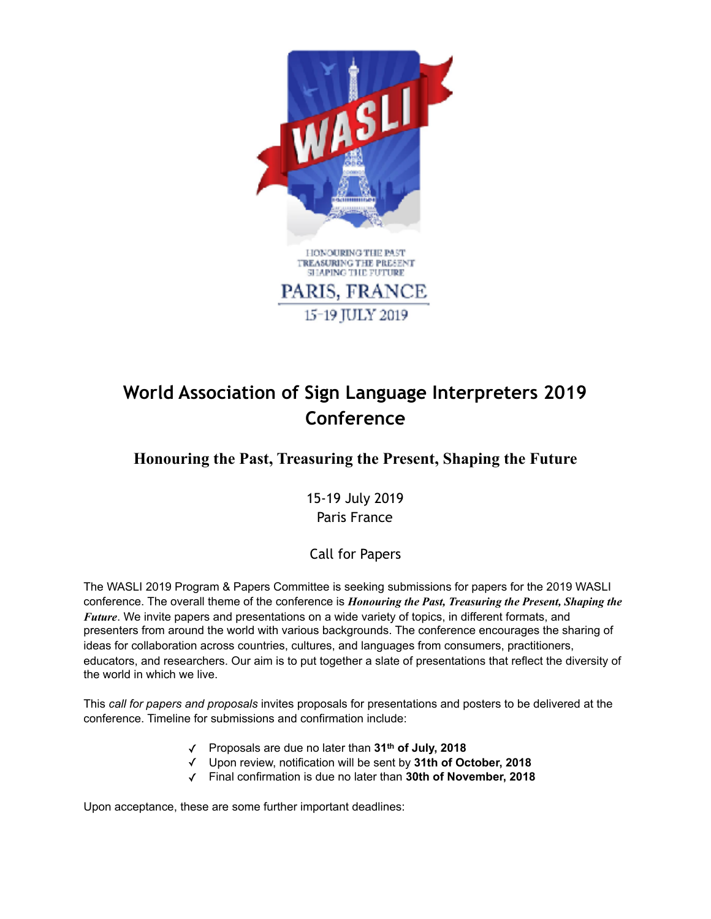# World Association of Sign Language Interpreters 2019 Conference

## Honouring the Past, Treasuring the Present, Shaping the Future

15-19 July 2019
Paris France

Call for Papers

The WASLI 2019 Program & Papers Committee is seeking submissions for papers for the 2019 WASLI conference. The overall theme of the conference is ***Honouring the Past, Treasuring the Present, Shaping the Future***. We invite papers and presentations on a wide variety of topics, in different formats, and presenters from around the world with various backgrounds. The conference encourages the sharing of ideas for collaboration across countries, cultures, and languages from consumers, practitioners, educators, and researchers. Our aim is to put together a slate of presentations that reflect the diversity of the world in which we live.

This *call for papers and proposals* invites proposals for presentations and posters to be delivered at the conference. Timeline for submissions and confirmation include:

- ✓ Proposals are due no later than **31th of July, 2018**
- ✓ Upon review, notification will be sent by **31th of October, 2018**
- ✓ Final confirmation is due no later than **30th of November, 2018**

Upon acceptance, these are some further important deadlines: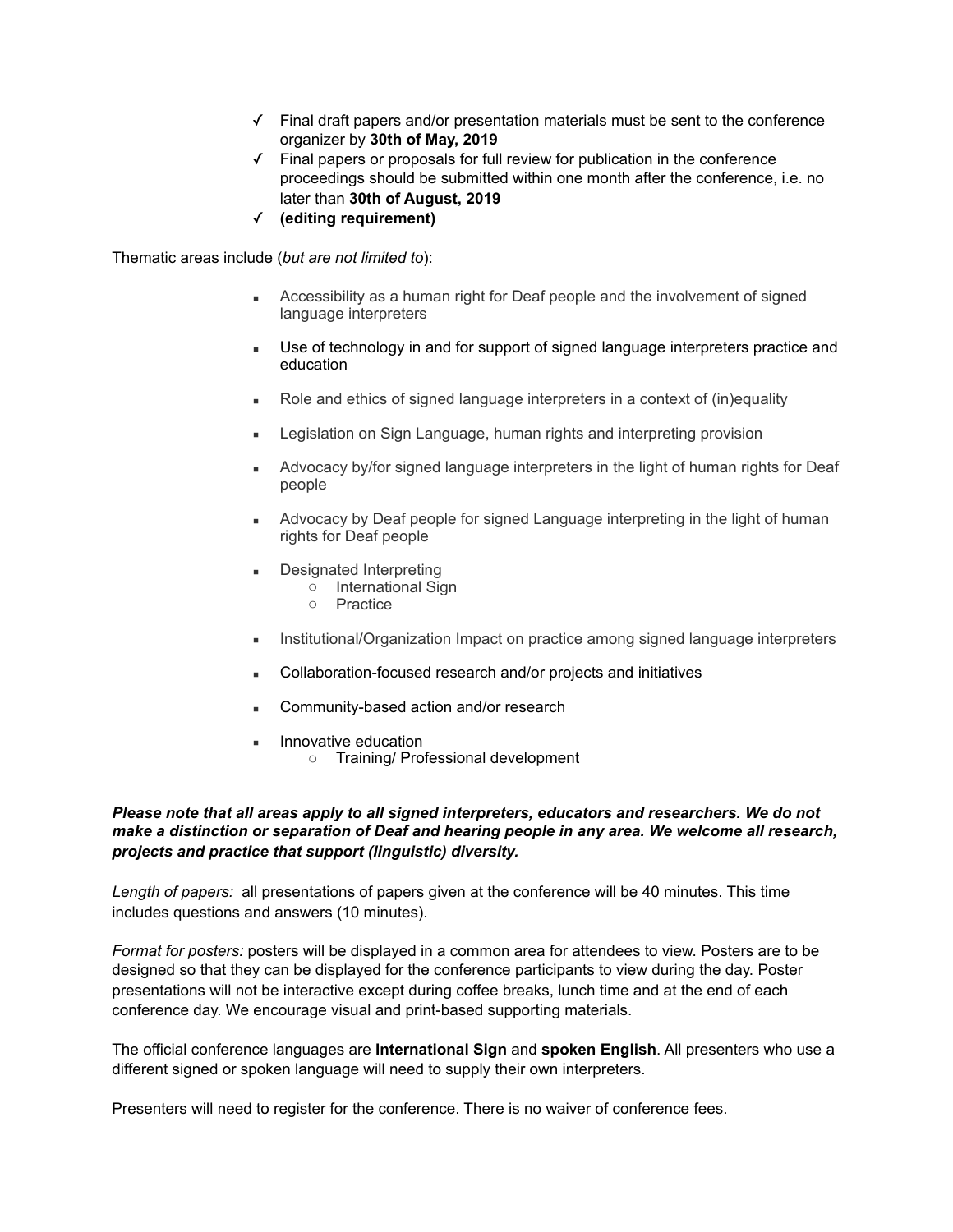- ✓ Final draft papers and/or presentation materials must be sent to the conference organizer by **30th of May, 2019**
- ✓ Final papers or proposals for full review for publication in the conference proceedings should be submitted within one month after the conference, i.e. no later than **30th of August, 2019**
- ✓ **(editing requirement)**

Thematic areas include (*but are not limited to*):

- Accessibility as a human right for Deaf people and the involvement of signed language interpreters
- Use of technology in and for support of signed language interpreters practice and education
- Role and ethics of signed language interpreters in a context of (in)equality
- Legislation on Sign Language, human rights and interpreting provision
- Advocacy by/for signed language interpreters in the light of human rights for Deaf people
- Advocacy by Deaf people for signed Language interpreting in the light of human rights for Deaf people
- Designated Interpreting
  - International Sign
  - Practice
- Institutional/Organization Impact on practice among signed language interpreters
- Collaboration-focused research and/or projects and initiatives
- Community-based action and/or research
- Innovative education
  - Training/ Professional development

***Please note that all areas apply to all signed interpreters, educators and researchers. We do not make a distinction or separation of Deaf and hearing people in any area. We welcome all research, projects and practice that support (linguistic) diversity.***

*Length of papers:* all presentations of papers given at the conference will be 40 minutes. This time includes questions and answers (10 minutes).

*Format for posters:* posters will be displayed in a common area for attendees to view. Posters are to be designed so that they can be displayed for the conference participants to view during the day. Poster presentations will not be interactive except during coffee breaks, lunch time and at the end of each conference day. We encourage visual and print-based supporting materials.

The official conference languages are **International Sign** and **spoken English**. All presenters who use a different signed or spoken language will need to supply their own interpreters.

Presenters will need to register for the conference. There is no waiver of conference fees.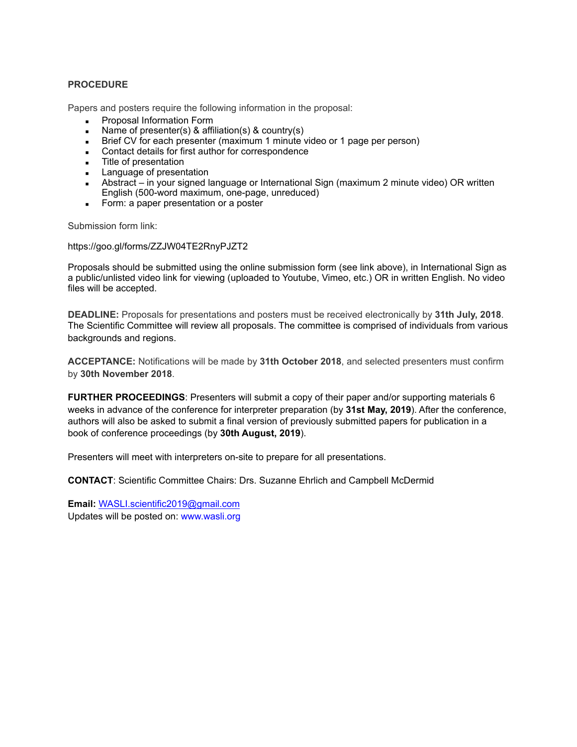**PROCEDURE**

Papers and posters require the following information in the proposal:

- Proposal Information Form
- Name of presenter(s) & affiliation(s) & country(s)
- Brief CV for each presenter (maximum 1 minute video or 1 page per person)
- Contact details for first author for correspondence
- Title of presentation
- Language of presentation
- Abstract – in your signed language or International Sign (maximum 2 minute video) OR written English (500-word maximum, one-page, unreduced)
- Form: a paper presentation or a poster

Submission form link:

https://goo.gl/forms/ZZJW04TE2RnyPJZT2

Proposals should be submitted using the online submission form (see link above), in International Sign as a public/unlisted video link for viewing (uploaded to Youtube, Vimeo, etc.) OR in written English. No video files will be accepted.

**DEADLINE:** Proposals for presentations and posters must be received electronically by **31th July, 2018**. The Scientific Committee will review all proposals. The committee is comprised of individuals from various backgrounds and regions.

**ACCEPTANCE:** Notifications will be made by **31th October 2018**, and selected presenters must confirm by **30th November 2018**.

**FURTHER PROCEEDINGS**: Presenters will submit a copy of their paper and/or supporting materials 6 weeks in advance of the conference for interpreter preparation (by **31st May, 2019**). After the conference, authors will also be asked to submit a final version of previously submitted papers for publication in a book of conference proceedings (by **30th August, 2019**).

Presenters will meet with interpreters on-site to prepare for all presentations.

**CONTACT**: Scientific Committee Chairs: Drs. Suzanne Ehrlich and Campbell McDermid

**Email:** WASLI.scientific2019@gmail.com
Updates will be posted on: www.wasli.org